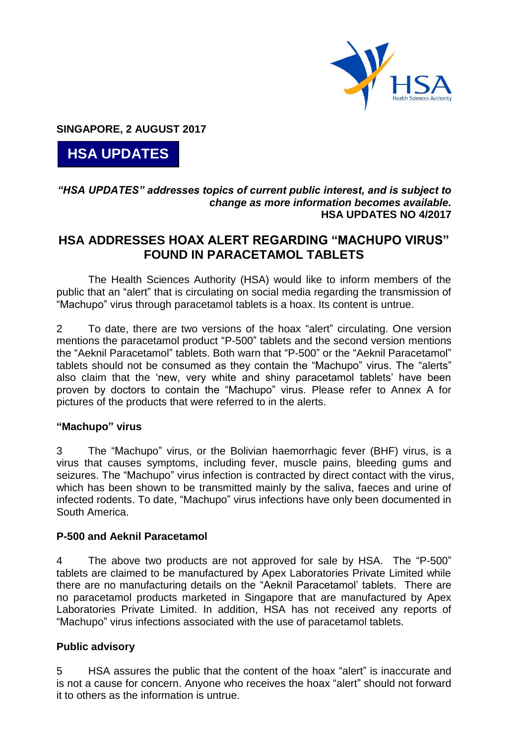**SINGAPORE, 2 AUGUST 2017**

**HSA UPDATES**

***"HSA UPDATES" addresses topics of current public interest, and is subject to change as more information becomes available.***

**HSA UPDATES NO 4/2017**

# HSA ADDRESSES HOAX ALERT REGARDING "MACHUPO VIRUS" FOUND IN PARACETAMOL TABLETS

The Health Sciences Authority (HSA) would like to inform members of the public that an "alert" that is circulating on social media regarding the transmission of "Machupo" virus through paracetamol tablets is a hoax. Its content is untrue.

2 To date, there are two versions of the hoax "alert" circulating. One version mentions the paracetamol product "P-500" tablets and the second version mentions the "Aeknil Paracetamol" tablets. Both warn that "P-500" or the "Aeknil Paracetamol" tablets should not be consumed as they contain the "Machupo" virus. The "alerts" also claim that the 'new, very white and shiny paracetamol tablets' have been proven by doctors to contain the "Machupo" virus. Please refer to Annex A for pictures of the products that were referred to in the alerts.

## "Machupo" virus

3 The "Machupo" virus, or the Bolivian haemorrhagic fever (BHF) virus, is a virus that causes symptoms, including fever, muscle pains, bleeding gums and seizures. The "Machupo" virus infection is contracted by direct contact with the virus, which has been shown to be transmitted mainly by the saliva, faeces and urine of infected rodents. To date, "Machupo" virus infections have only been documented in South America.

## P-500 and Aeknil Paracetamol

4 The above two products are not approved for sale by HSA. The "P-500" tablets are claimed to be manufactured by Apex Laboratories Private Limited while there are no manufacturing details on the "Aeknil Paracetamol' tablets. There are no paracetamol products marketed in Singapore that are manufactured by Apex Laboratories Private Limited. In addition, HSA has not received any reports of "Machupo" virus infections associated with the use of paracetamol tablets.

## Public advisory

5 HSA assures the public that the content of the hoax "alert" is inaccurate and is not a cause for concern. Anyone who receives the hoax "alert" should not forward it to others as the information is untrue.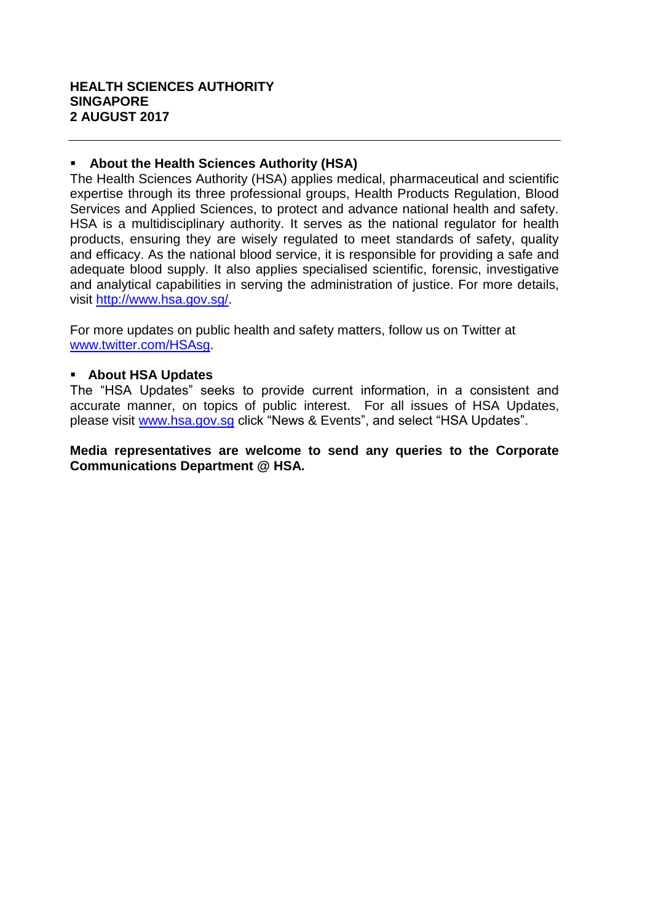**HEALTH SCIENCES AUTHORITY**
**SINGAPORE**
**2 AUGUST 2017**

---

- **About the Health Sciences Authority (HSA)**

The Health Sciences Authority (HSA) applies medical, pharmaceutical and scientific expertise through its three professional groups, Health Products Regulation, Blood Services and Applied Sciences, to protect and advance national health and safety. HSA is a multidisciplinary authority. It serves as the national regulator for health products, ensuring they are wisely regulated to meet standards of safety, quality and efficacy. As the national blood service, it is responsible for providing a safe and adequate blood supply. It also applies specialised scientific, forensic, investigative and analytical capabilities in serving the administration of justice. For more details, visit http://www.hsa.gov.sg/.

For more updates on public health and safety matters, follow us on Twitter at www.twitter.com/HSAsg.

- **About HSA Updates**

The "HSA Updates" seeks to provide current information, in a consistent and accurate manner, on topics of public interest. For all issues of HSA Updates, please visit www.hsa.gov.sg click "News & Events", and select "HSA Updates".

**Media representatives are welcome to send any queries to the Corporate Communications Department @ HSA.**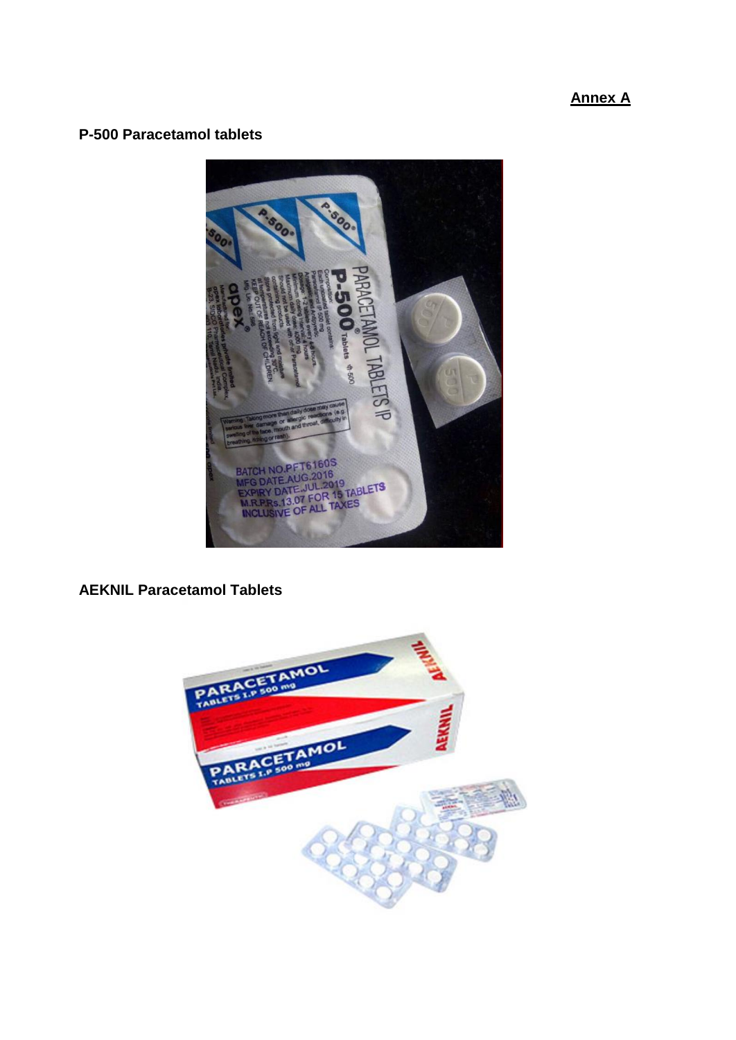**Annex A**

**P-500 Paracetamol tablets**

**AEKNIL Paracetamol Tablets**